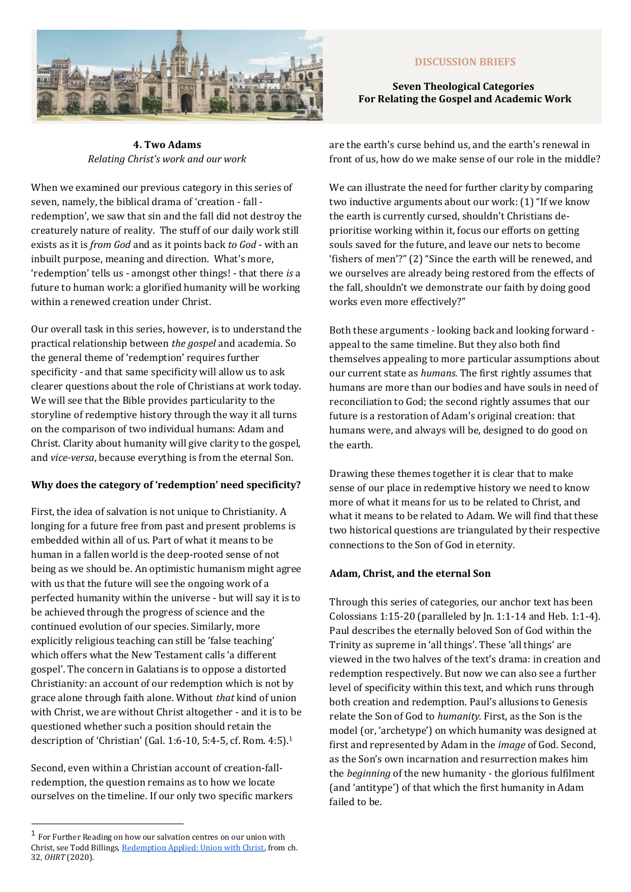DISCUSSION BRIEFS

**Seven Theological Categories For Relating the Gospel and Academic Work**

## 4. Two Adams

*Relating Christ's work and our work*

When we examined our previous category in this series of seven, namely, the biblical drama of 'creation - fall - redemption', we saw that sin and the fall did not destroy the creaturely nature of reality. The stuff of our daily work still exists as it is *from God* and as it points back *to God* - with an inbuilt purpose, meaning and direction. What's more, 'redemption' tells us - amongst other things! - that there *is* a future to human work: a glorified humanity will be working within a renewed creation under Christ.

Our overall task in this series, however, is to understand the practical relationship between *the gospel* and academia. So the general theme of 'redemption' requires further specificity - and that same specificity will allow us to ask clearer questions about the role of Christians at work today. We will see that the Bible provides particularity to the storyline of redemptive history through the way it all turns on the comparison of two individual humans: Adam and Christ. Clarity about humanity will give clarity to the gospel, and *vice-versa*, because everything is from the eternal Son.

### Why does the category of 'redemption' need specificity?

First, the idea of salvation is not unique to Christianity. A longing for a future free from past and present problems is embedded within all of us. Part of what it means to be human in a fallen world is the deep-rooted sense of not being as we should be. An optimistic humanism might agree with us that the future will see the ongoing work of a perfected humanity within the universe - but will say it is to be achieved through the progress of science and the continued evolution of our species. Similarly, more explicitly religious teaching can still be 'false teaching' which offers what the New Testament calls 'a different gospel'. The concern in Galatians is to oppose a distorted Christianity: an account of our redemption which is not by grace alone through faith alone. Without *that* kind of union with Christ, we are without Christ altogether - and it is to be questioned whether such a position should retain the description of 'Christian' (Gal. 1:6-10, 5:4-5, cf. Rom. 4:5).[1]

Second, even within a Christian account of creation-fall-redemption, the question remains as to how we locate ourselves on the timeline. If our only two specific markers are the earth's curse behind us, and the earth's renewal in front of us, how do we make sense of our role in the middle?

We can illustrate the need for further clarity by comparing two inductive arguments about our work: (1) "If we know the earth is currently cursed, shouldn't Christians de-prioritise working within it, focus our efforts on getting souls saved for the future, and leave our nets to become 'fishers of men'?" (2) "Since the earth will be renewed, and we ourselves are already being restored from the effects of the fall, shouldn't we demonstrate our faith by doing good works even more effectively?"

Both these arguments - looking back and looking forward - appeal to the same timeline. But they also both find themselves appealing to more particular assumptions about our current state as *humans*. The first rightly assumes that humans are more than our bodies and have souls in need of reconciliation to God; the second rightly assumes that our future is a restoration of Adam's original creation: that humans were, and always will be, designed to do good on the earth.

Drawing these themes together it is clear that to make sense of our place in redemptive history we need to know more of what it means for us to be related to Christ, and what it means to be related to Adam. We will find that these two historical questions are triangulated by their respective connections to the Son of God in eternity.

### Adam, Christ, and the eternal Son

Through this series of categories, our anchor text has been Colossians 1:15-20 (paralleled by Jn. 1:1-14 and Heb. 1:1-4). Paul describes the eternally beloved Son of God within the Trinity as supreme in 'all things'. These 'all things' are viewed in the two halves of the text's drama: in creation and redemption respectively. But now we can also see a further level of specificity within this text, and which runs through both creation and redemption. Paul's allusions to Genesis relate the Son of God to *humanity*. First, as the Son is the model (or, 'archetype') on which humanity was designed at first and represented by Adam in the *image* of God. Second, as the Son's own incarnation and resurrection makes him the *beginning* of the new humanity - the glorious fulfilment (and 'antitype') of that which the first humanity in Adam failed to be.

---

[1] For Further Reading on how our salvation centres on our union with Christ, see Todd Billings, Redemption Applied: Union with Christ, from ch. 32, *OHRT* (2020).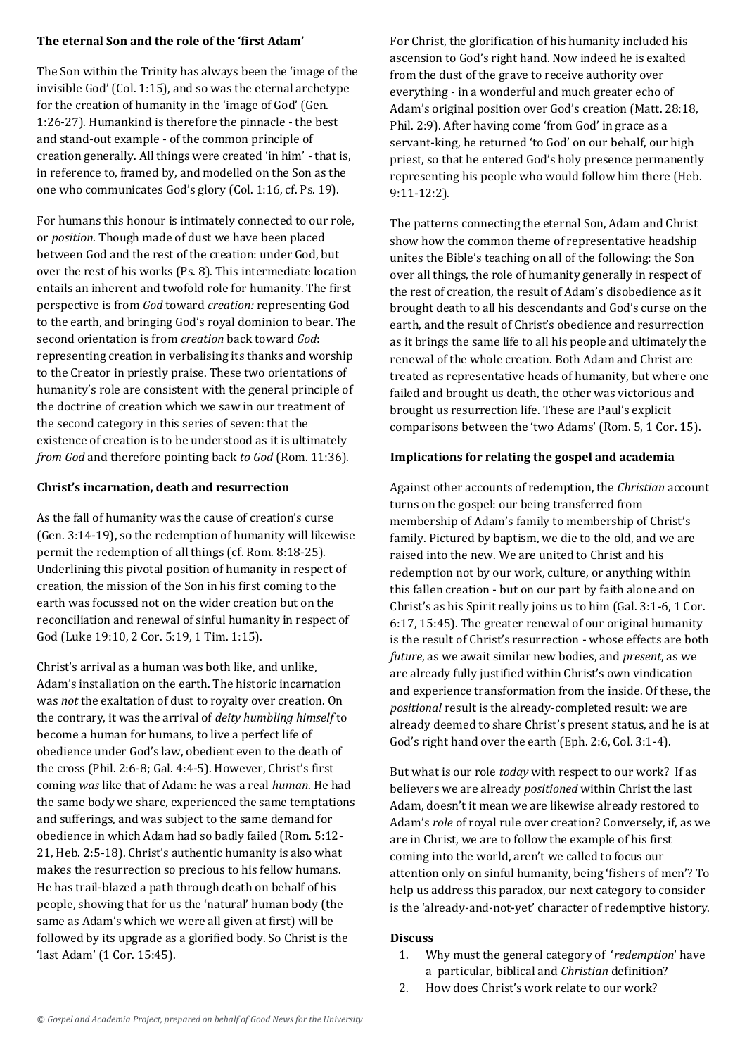## The eternal Son and the role of the 'first Adam'

The Son within the Trinity has always been the 'image of the invisible God' (Col. 1:15), and so was the eternal archetype for the creation of humanity in the 'image of God' (Gen. 1:26-27). Humankind is therefore the pinnacle - the best and stand-out example - of the common principle of creation generally. All things were created 'in him' - that is, in reference to, framed by, and modelled on the Son as the one who communicates God's glory (Col. 1:16, cf. Ps. 19).

For humans this honour is intimately connected to our role, or *position*. Though made of dust we have been placed between God and the rest of the creation: under God, but over the rest of his works (Ps. 8). This intermediate location entails an inherent and twofold role for humanity. The first perspective is from *God* toward *creation:* representing God to the earth, and bringing God's royal dominion to bear. The second orientation is from *creation* back toward *God*: representing creation in verbalising its thanks and worship to the Creator in priestly praise. These two orientations of humanity's role are consistent with the general principle of the doctrine of creation which we saw in our treatment of the second category in this series of seven: that the existence of creation is to be understood as it is ultimately *from God* and therefore pointing back *to God* (Rom. 11:36).

## Christ's incarnation, death and resurrection

As the fall of humanity was the cause of creation's curse (Gen. 3:14-19), so the redemption of humanity will likewise permit the redemption of all things (cf. Rom. 8:18-25). Underlining this pivotal position of humanity in respect of creation, the mission of the Son in his first coming to the earth was focussed not on the wider creation but on the reconciliation and renewal of sinful humanity in respect of God (Luke 19:10, 2 Cor. 5:19, 1 Tim. 1:15).

Christ's arrival as a human was both like, and unlike, Adam's installation on the earth. The historic incarnation was *not* the exaltation of dust to royalty over creation. On the contrary, it was the arrival of *deity humbling himself* to become a human for humans, to live a perfect life of obedience under God's law, obedient even to the death of the cross (Phil. 2:6-8; Gal. 4:4-5). However, Christ's first coming *was* like that of Adam: he was a real *human*. He had the same body we share, experienced the same temptations and sufferings, and was subject to the same demand for obedience in which Adam had so badly failed (Rom. 5:12-21, Heb. 2:5-18). Christ's authentic humanity is also what makes the resurrection so precious to his fellow humans. He has trail-blazed a path through death on behalf of his people, showing that for us the 'natural' human body (the same as Adam's which we were all given at first) will be followed by its upgrade as a glorified body. So Christ is the 'last Adam' (1 Cor. 15:45).

For Christ, the glorification of his humanity included his ascension to God's right hand. Now indeed he is exalted from the dust of the grave to receive authority over everything - in a wonderful and much greater echo of Adam's original position over God's creation (Matt. 28:18, Phil. 2:9). After having come 'from God' in grace as a servant-king, he returned 'to God' on our behalf, our high priest, so that he entered God's holy presence permanently representing his people who would follow him there (Heb. 9:11-12:2).

The patterns connecting the eternal Son, Adam and Christ show how the common theme of representative headship unites the Bible's teaching on all of the following: the Son over all things, the role of humanity generally in respect of the rest of creation, the result of Adam's disobedience as it brought death to all his descendants and God's curse on the earth, and the result of Christ's obedience and resurrection as it brings the same life to all his people and ultimately the renewal of the whole creation. Both Adam and Christ are treated as representative heads of humanity, but where one failed and brought us death, the other was victorious and brought us resurrection life. These are Paul's explicit comparisons between the 'two Adams' (Rom. 5, 1 Cor. 15).

## Implications for relating the gospel and academia

Against other accounts of redemption, the *Christian* account turns on the gospel: our being transferred from membership of Adam's family to membership of Christ's family. Pictured by baptism, we die to the old, and we are raised into the new. We are united to Christ and his redemption not by our work, culture, or anything within this fallen creation - but on our part by faith alone and on Christ's as his Spirit really joins us to him (Gal. 3:1-6, 1 Cor. 6:17, 15:45). The greater renewal of our original humanity is the result of Christ's resurrection - whose effects are both *future*, as we await similar new bodies, and *present*, as we are already fully justified within Christ's own vindication and experience transformation from the inside. Of these, the *positional* result is the already-completed result: we are already deemed to share Christ's present status, and he is at God's right hand over the earth (Eph. 2:6, Col. 3:1-4).

But what is our role *today* with respect to our work? If as believers we are already *positioned* within Christ the last Adam, doesn't it mean we are likewise already restored to Adam's *role* of royal rule over creation? Conversely, if, as we are in Christ, we are to follow the example of his first coming into the world, aren't we called to focus our attention only on sinful humanity, being 'fishers of men'? To help us address this paradox, our next category to consider is the 'already-and-not-yet' character of redemptive history.

### Discuss

1. Why must the general category of '*redemption*' have a particular, biblical and *Christian* definition?
2. How does Christ's work relate to our work?

*© Gospel and Academia Project, prepared on behalf of Good News for the University*